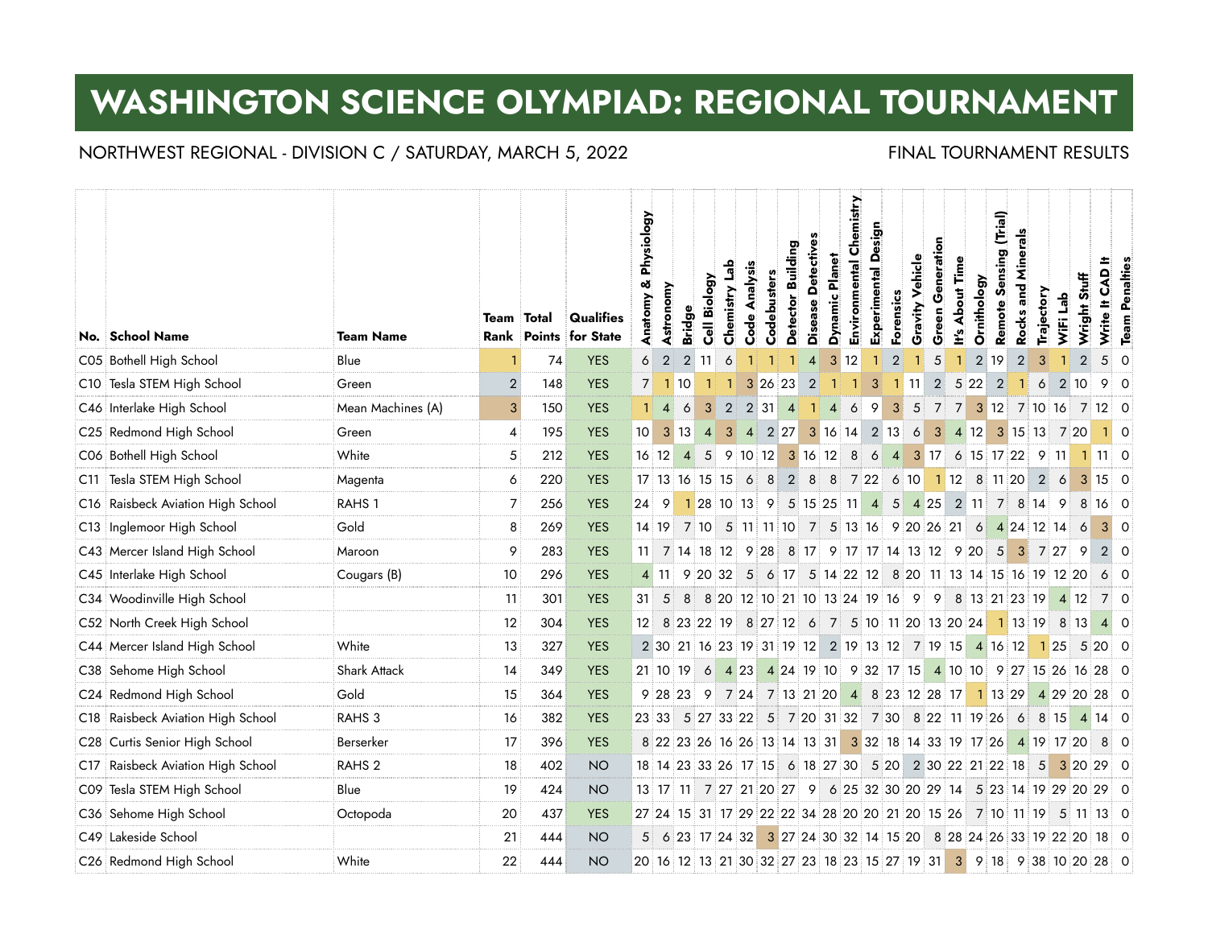# WASHINGTON SCIENCE OLYMPIAD: REGIONAL TOURNAMENT

NORTHWEST REGIONAL - DIVISION C / SATURDAY, MARCH 5, 2022

FINAL TOURNAMENT RESULTS

| No. | School Name | Team Name | Team Rank | Total Points | Qualifies for State | Anatomy & Physiology | Astronomy | Bridge | Cell Biology | Chemistry Lab | Code Analysis | Codebusters | Detector Building | Disease Detectives | Dynamic Planet | Environmental Chemistry | Experimental Design | Forensics | Gravity Vehicle | Green Generation | It's About Time | Ornithology | Remote Sensing (Trial) | Rocks and Minerals | Trajectory | WiFi Lab | Wright Stuff | Write It CAD It | Team Penalties |
|---|---|---|---|---|---|---|---|---|---|---|---|---|---|---|---|---|---|---|---|---|---|---|---|---|---|---|---|---|---|
| C05 | Bothell High School | Blue | 1 | 74 | YES | 6 | 2 | 2 | 11 | 6 | 1 | 1 | 1 | 4 | 3 | 12 | 1 | 2 | 1 | 5 | 1 | 2 | 19 | 2 | 3 | 1 | 2 | 5 | 0 |
| C10 | Tesla STEM High School | Green | 2 | 148 | YES | 7 | 1 | 10 | 1 | 1 | 3 | 26 | 23 | 2 | 1 | 1 | 3 | 1 | 11 | 2 | 5 | 22 | 2 | 1 | 6 | 2 | 10 | 9 | 0 |
| C46 | Interlake High School | Mean Machines (A) | 3 | 150 | YES | 1 | 4 | 6 | 3 | 2 | 2 | 31 | 4 | 1 | 4 | 6 | 9 | 3 | 5 | 7 | 7 | 3 | 12 | 7 | 10 | 16 | 7 | 12 | 0 |
| C25 | Redmond High School | Green | 4 | 195 | YES | 10 | 3 | 13 | 4 | 3 | 4 | 2 | 27 | 3 | 16 | 14 | 2 | 13 | 6 | 3 | 4 | 12 | 3 | 15 | 13 | 7 | 20 | 1 | 0 |
| C06 | Bothell High School | White | 5 | 212 | YES | 16 | 12 | 4 | 5 | 9 | 10 | 12 | 3 | 16 | 12 | 8 | 6 | 4 | 3 | 17 | 6 | 15 | 17 | 22 | 9 | 11 | 1 | 11 | 0 |
| C11 | Tesla STEM High School | Magenta | 6 | 220 | YES | 17 | 13 | 16 | 15 | 15 | 6 | 8 | 2 | 8 | 8 | 7 | 22 | 6 | 10 | 1 | 12 | 8 | 11 | 20 | 2 | 6 | 3 | 15 | 0 |
| C16 | Raisbeck Aviation High School | RAHS 1 | 7 | 256 | YES | 24 | 9 | 1 | 28 | 10 | 13 | 9 | 5 | 15 | 25 | 11 | 4 | 5 | 4 | 25 | 2 | 11 | 7 | 8 | 14 | 9 | 8 | 16 | 0 |
| C13 | Inglemoor High School | Gold | 8 | 269 | YES | 14 | 19 | 7 | 10 | 5 | 11 | 11 | 10 | 7 | 5 | 13 | 16 | 9 | 20 | 26 | 21 | 6 | 4 | 24 | 12 | 14 | 6 | 3 | 0 |
| C43 | Mercer Island High School | Maroon | 9 | 283 | YES | 11 | 7 | 14 | 18 | 12 | 9 | 28 | 8 | 17 | 9 | 17 | 17 | 14 | 13 | 12 | 9 | 20 | 5 | 3 | 7 | 27 | 9 | 2 | 0 |
| C45 | Interlake High School | Cougars (B) | 10 | 296 | YES | 4 | 11 | 9 | 20 | 32 | 5 | 6 | 17 | 5 | 14 | 22 | 12 | 8 | 20 | 11 | 13 | 14 | 15 | 16 | 19 | 12 | 20 | 6 | 0 |
| C34 | Woodinville High School | | 11 | 301 | YES | 31 | 5 | 8 | 8 | 20 | 12 | 10 | 21 | 10 | 13 | 24 | 19 | 16 | 9 | 9 | 8 | 13 | 21 | 23 | 19 | 4 | 12 | 7 | 0 |
| C52 | North Creek High School | | 12 | 304 | YES | 12 | 8 | 23 | 22 | 19 | 8 | 27 | 12 | 6 | 7 | 5 | 10 | 11 | 20 | 13 | 20 | 24 | 1 | 13 | 19 | 8 | 13 | 4 | 0 |
| C44 | Mercer Island High School | White | 13 | 327 | YES | 2 | 30 | 21 | 16 | 23 | 19 | 31 | 19 | 12 | 2 | 19 | 13 | 12 | 7 | 19 | 15 | 4 | 16 | 12 | 1 | 25 | 5 | 20 | 0 |
| C38 | Sehome High School | Shark Attack | 14 | 349 | YES | 21 | 10 | 19 | 6 | 4 | 23 | 4 | 24 | 19 | 10 | 9 | 32 | 17 | 15 | 4 | 10 | 10 | 9 | 27 | 15 | 26 | 16 | 28 | 0 |
| C24 | Redmond High School | Gold | 15 | 364 | YES | 9 | 28 | 23 | 9 | 7 | 24 | 7 | 13 | 21 | 20 | 4 | 8 | 23 | 12 | 28 | 17 | 1 | 13 | 29 | 4 | 29 | 20 | 28 | 0 |
| C18 | Raisbeck Aviation High School | RAHS 3 | 16 | 382 | YES | 23 | 33 | 5 | 27 | 33 | 22 | 5 | 7 | 20 | 31 | 32 | 7 | 30 | 8 | 22 | 11 | 19 | 26 | 6 | 8 | 15 | 4 | 14 | 0 |
| C28 | Curtis Senior High School | Berserker | 17 | 396 | YES | 8 | 22 | 23 | 26 | 16 | 26 | 13 | 14 | 13 | 31 | 3 | 32 | 18 | 14 | 33 | 19 | 17 | 26 | 4 | 19 | 17 | 20 | 8 | 0 |
| C17 | Raisbeck Aviation High School | RAHS 2 | 18 | 402 | NO | 18 | 14 | 23 | 33 | 26 | 17 | 15 | 6 | 18 | 27 | 30 | 5 | 20 | 2 | 30 | 22 | 21 | 22 | 18 | 5 | 3 | 20 | 29 | 0 |
| C09 | Tesla STEM High School | Blue | 19 | 424 | NO | 13 | 17 | 11 | 7 | 27 | 21 | 20 | 27 | 9 | 6 | 25 | 32 | 30 | 20 | 29 | 14 | 5 | 23 | 14 | 19 | 29 | 20 | 29 | 0 |
| C36 | Sehome High School | Octopoda | 20 | 437 | YES | 27 | 24 | 15 | 31 | 17 | 29 | 22 | 22 | 34 | 28 | 20 | 20 | 21 | 20 | 15 | 26 | 7 | 10 | 11 | 19 | 5 | 11 | 13 | 0 |
| C49 | Lakeside School | | 21 | 444 | NO | 5 | 6 | 23 | 17 | 24 | 32 | 3 | 27 | 24 | 30 | 32 | 14 | 15 | 20 | 8 | 28 | 24 | 26 | 33 | 19 | 22 | 20 | 18 | 0 |
| C26 | Redmond High School | White | 22 | 444 | NO | 20 | 16 | 12 | 13 | 21 | 30 | 32 | 27 | 23 | 18 | 23 | 15 | 27 | 19 | 31 | 3 | 9 | 18 | 9 | 38 | 10 | 20 | 28 | 0 |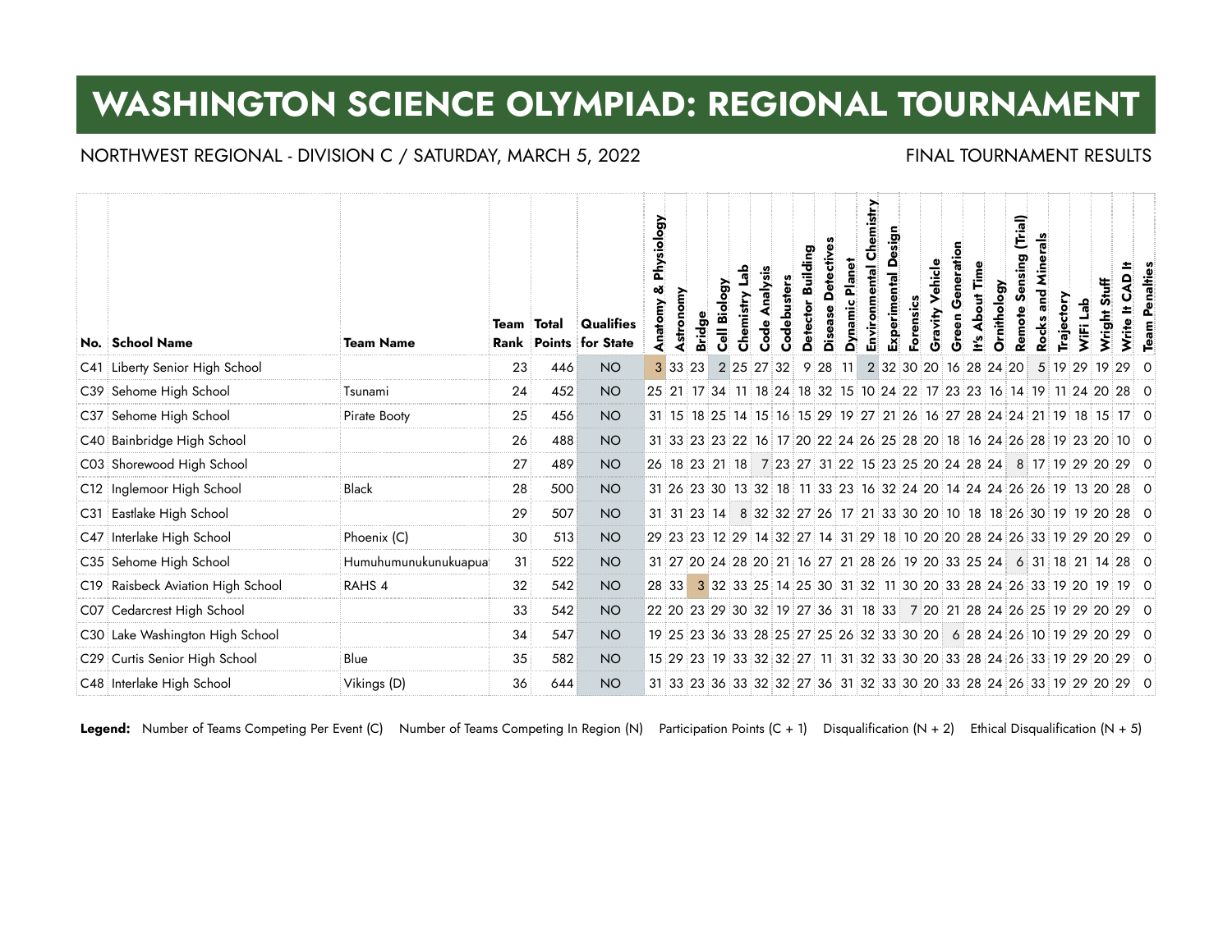# WASHINGTON SCIENCE OLYMPIAD: REGIONAL TOURNAMENT

NORTHWEST REGIONAL - DIVISION C / SATURDAY, MARCH 5, 2022

FINAL TOURNAMENT RESULTS

| No. | School Name | Team Name | Team Rank | Total Points | Qualifies for State | Anatomy & Physiology | Astronomy | Bridge | Cell Biology | Chemistry Lab | Code Analysis | Codebusters | Detector Building | Disease Detectives | Dynamic Planet | Environmental Chemistry | Experimental Design | Forensics | Gravity Vehicle | Green Generation | It's About Time | Ornithology | Remote Sensing (Trial) | Rocks and Minerals | Trajectory | WiFi Lab | Wright Stuff | Write It CAD It | Team Penalties |
|---|---|---|---|---|---|---|---|---|---|---|---|---|---|---|---|---|---|---|---|---|---|---|---|---|---|---|---|---|---|
| C41 | Liberty Senior High School | | 23 | 446 | NO | 3 | 33 | 23 | 2 | 25 | 27 | 32 | 9 | 28 | 11 | 2 | 32 | 30 | 20 | 16 | 28 | 24 | 20 | 5 | 19 | 29 | 19 | 29 | 0 |
| C39 | Sehome High School | Tsunami | 24 | 452 | NO | 25 | 21 | 17 | 34 | 11 | 18 | 24 | 18 | 32 | 15 | 10 | 24 | 22 | 17 | 23 | 23 | 16 | 14 | 19 | 11 | 24 | 20 | 28 | 0 |
| C37 | Sehome High School | Pirate Booty | 25 | 456 | NO | 31 | 15 | 18 | 25 | 14 | 15 | 16 | 15 | 29 | 19 | 27 | 21 | 26 | 16 | 27 | 28 | 24 | 24 | 21 | 19 | 18 | 15 | 17 | 0 |
| C40 | Bainbridge High School | | 26 | 488 | NO | 31 | 33 | 23 | 23 | 22 | 16 | 17 | 20 | 22 | 24 | 26 | 25 | 28 | 20 | 18 | 16 | 24 | 26 | 28 | 19 | 23 | 20 | 10 | 0 |
| C03 | Shorewood High School | | 27 | 489 | NO | 26 | 18 | 23 | 21 | 18 | 7 | 23 | 27 | 31 | 22 | 15 | 23 | 25 | 20 | 24 | 28 | 24 | 8 | 17 | 19 | 29 | 20 | 29 | 0 |
| C12 | Inglemoor High School | Black | 28 | 500 | NO | 31 | 26 | 23 | 30 | 13 | 32 | 18 | 11 | 33 | 23 | 16 | 32 | 24 | 20 | 14 | 24 | 24 | 26 | 26 | 19 | 13 | 20 | 28 | 0 |
| C31 | Eastlake High School | | 29 | 507 | NO | 31 | 31 | 23 | 14 | 8 | 32 | 32 | 27 | 26 | 17 | 21 | 33 | 30 | 20 | 10 | 18 | 18 | 26 | 30 | 19 | 19 | 20 | 28 | 0 |
| C47 | Interlake High School | Phoenix (C) | 30 | 513 | NO | 29 | 23 | 23 | 12 | 29 | 14 | 32 | 27 | 14 | 31 | 29 | 18 | 10 | 20 | 20 | 28 | 24 | 26 | 33 | 19 | 29 | 20 | 29 | 0 |
| C35 | Sehome High School | Humuhumunukunukuapua | 31 | 522 | NO | 31 | 27 | 20 | 24 | 28 | 20 | 21 | 16 | 27 | 21 | 28 | 26 | 19 | 20 | 33 | 25 | 24 | 6 | 31 | 18 | 21 | 14 | 28 | 0 |
| C19 | Raisbeck Aviation High School | RAHS 4 | 32 | 542 | NO | 28 | 33 | 3 | 32 | 33 | 25 | 14 | 25 | 30 | 31 | 32 | 11 | 30 | 20 | 33 | 28 | 24 | 26 | 33 | 19 | 20 | 19 | 19 | 0 |
| C07 | Cedarcrest High School | | 33 | 542 | NO | 22 | 20 | 23 | 29 | 30 | 32 | 19 | 27 | 36 | 31 | 18 | 33 | 7 | 20 | 21 | 28 | 24 | 26 | 25 | 19 | 29 | 20 | 29 | 0 |
| C30 | Lake Washington High School | | 34 | 547 | NO | 19 | 25 | 23 | 36 | 33 | 28 | 25 | 27 | 25 | 26 | 32 | 33 | 30 | 20 | 6 | 28 | 24 | 26 | 10 | 19 | 29 | 20 | 29 | 0 |
| C29 | Curtis Senior High School | Blue | 35 | 582 | NO | 15 | 29 | 23 | 19 | 33 | 32 | 32 | 27 | 11 | 31 | 32 | 33 | 30 | 20 | 33 | 28 | 24 | 26 | 33 | 19 | 29 | 20 | 29 | 0 |
| C48 | Interlake High School | Vikings (D) | 36 | 644 | NO | 31 | 33 | 23 | 36 | 33 | 32 | 32 | 27 | 36 | 31 | 32 | 33 | 30 | 20 | 33 | 28 | 24 | 26 | 33 | 19 | 29 | 20 | 29 | 0 |

**Legend:** Number of Teams Competing Per Event (C) Number of Teams Competing In Region (N) Participation Points (C + 1) Disqualification (N + 2) Ethical Disqualification (N + 5)